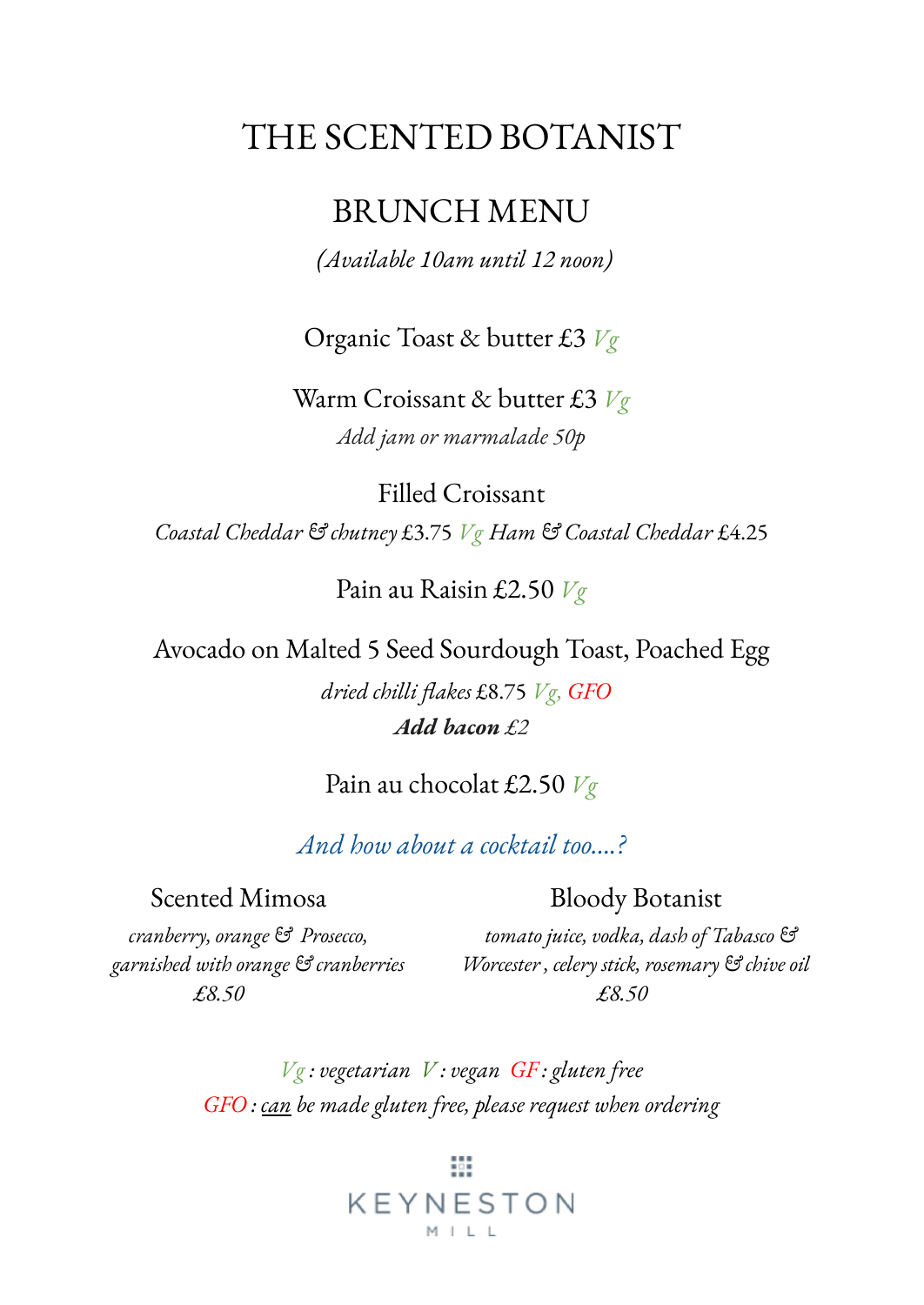# THE SCENTED BOTANIST

## BRUNCH MENU

*(Available 10am until 12 noon)*

Organic Toast & butter £3 *Vg*

Warm Croissant & butter £3 *Vg*
*Add jam or marmalade 50p*

Filled Croissant
*Coastal Cheddar & chutney* £3.75 *Vg* *Ham & Coastal Cheddar* £4.25

Pain au Raisin £2.50 *Vg*

Avocado on Malted 5 Seed Sourdough Toast, Poached Egg
*dried chilli flakes* £8.75 *Vg*, GFO
***Add bacon** £2*

Pain au chocolat £2.50 *Vg*

*And how about a cocktail too....?*

Scented Mimosa
*cranberry, orange & Prosecco, garnished with orange & cranberries*
*£8.50*

Bloody Botanist
*tomato juice, vodka, dash of Tabasco & Worcester, celery stick, rosemary & chive oil*
*£8.50*

*Vg : vegetarian V : vegan GF : gluten free*
*GFO : can be made gluten free, please request when ordering*

KEYNESTON MILL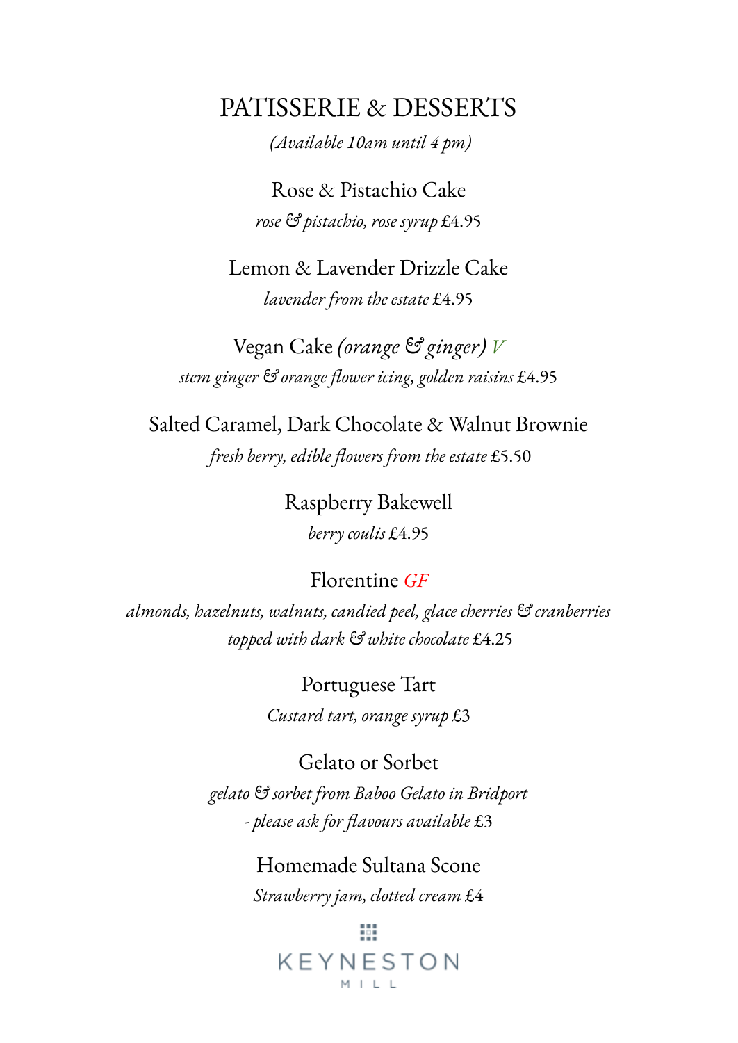# PATISSERIE & DESSERTS

*(Available 10am until 4 pm)*

Rose & Pistachio Cake
*rose & pistachio, rose syrup* £4.95

Lemon & Lavender Drizzle Cake
*lavender from the estate* £4.95

Vegan Cake *(orange & ginger) V*
*stem ginger & orange flower icing, golden raisins* £4.95

Salted Caramel, Dark Chocolate & Walnut Brownie
*fresh berry, edible flowers from the estate* £5.50

Raspberry Bakewell
*berry coulis* £4.95

Florentine *GF*
*almonds, hazelnuts, walnuts, candied peel, glace cherries & cranberries topped with dark & white chocolate* £4.25

Portuguese Tart
*Custard tart, orange syrup* £3

Gelato or Sorbet
*gelato & sorbet from Baboo Gelato in Bridport - please ask for flavours available* £3

Homemade Sultana Scone
*Strawberry jam, clotted cream* £4

KEYNESTON MILL